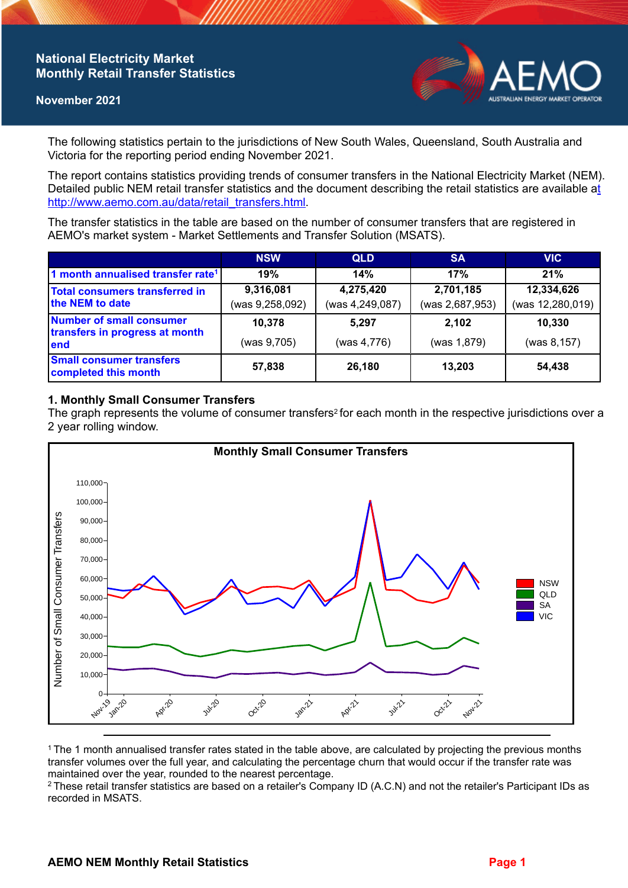# National Electricity Market Monthly Retail Transfer Statistics

**November 2021**

The following statistics pertain to the jurisdictions of New South Wales, Queensland, South Australia and Victoria for the reporting period ending November 2021.

The report contains statistics providing trends of consumer transfers in the National Electricity Market (NEM). Detailed public NEM retail transfer statistics and the document describing the retail statistics are available at http://www.aemo.com.au/data/retail_transfers.html.

The transfer statistics in the table are based on the number of consumer transfers that are registered in AEMO's market system - Market Settlements and Transfer Solution (MSATS).

| | NSW | QLD | SA | VIC |
|---|---|---|---|---|
| 1 month annualised transfer rate[1] | 19% | 14% | 17% | 21% |
| Total consumers transferred in the NEM to date | 9,316,081 (was 9,258,092) | 4,275,420 (was 4,249,087) | 2,701,185 (was 2,687,953) | 12,334,626 (was 12,280,019) |
| Number of small consumer transfers in progress at month end | 10,378 (was 9,705) | 5,297 (was 4,776) | 2,102 (was 1,879) | 10,330 (was 8,157) |
| Small consumer transfers completed this month | 57,838 | 26,180 | 13,203 | 54,438 |

## 1. Monthly Small Consumer Transfers

The graph represents the volume of consumer transfers[2] for each month in the respective jurisdictions over a 2 year rolling window.

[1] The 1 month annualised transfer rates stated in the table above, are calculated by projecting the previous months transfer volumes over the full year, and calculating the percentage churn that would occur if the transfer rate was maintained over the year, rounded to the nearest percentage.

[2] These retail transfer statistics are based on a retailer's Company ID (A.C.N) and not the retailer's Participant IDs as recorded in MSATS.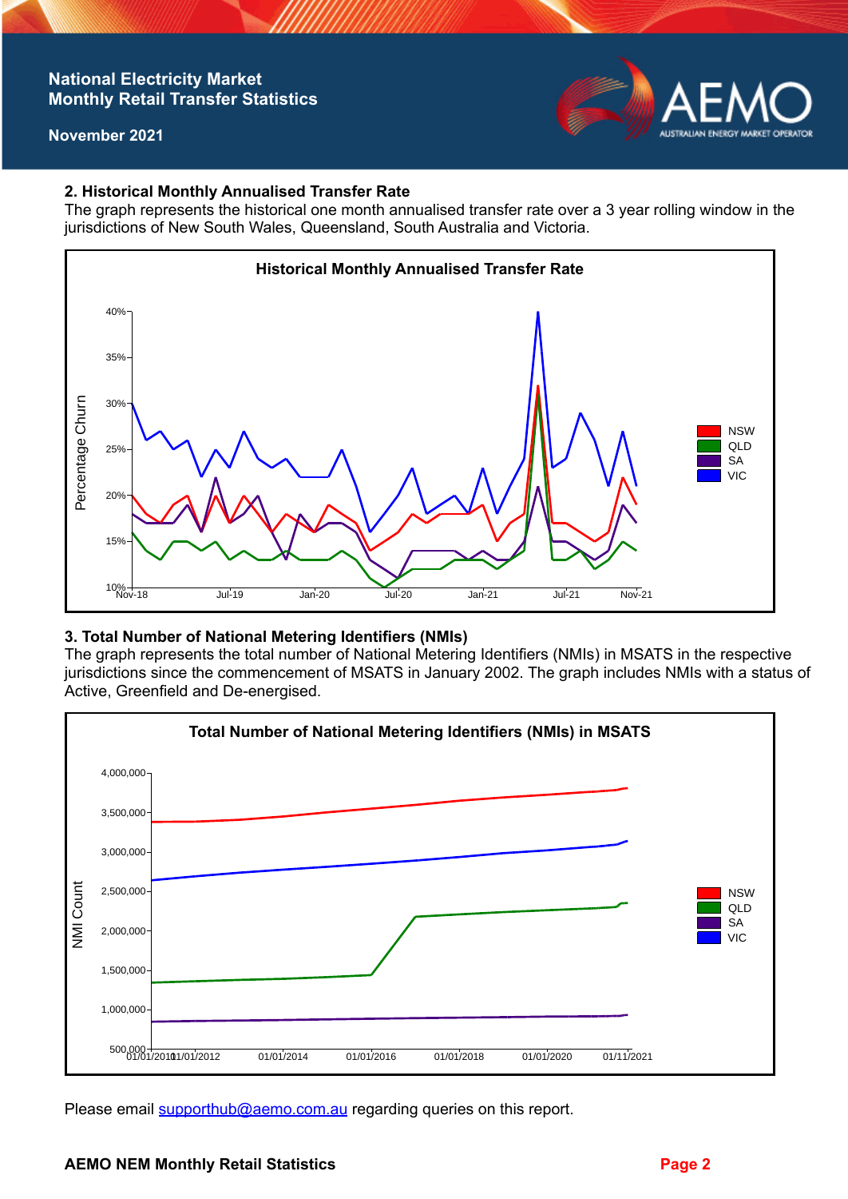National Electricity Market
Monthly Retail Transfer Statistics

November 2021

### 2. Historical Monthly Annualised Transfer Rate

The graph represents the historical one month annualised transfer rate over a 3 year rolling window in the jurisdictions of New South Wales, Queensland, South Australia and Victoria.

Historical Monthly Annualised Transfer Rate

Percentage Churn

40%
35%
30%
25%
20%
15%
10%

Nov-18 Jul-19 Jan-20 Jul-20 Jan-21 Jul-21 Nov-21

NSW
QLD
SA
VIC

### 3. Total Number of National Metering Identifiers (NMIs)

The graph represents the total number of National Metering Identifiers (NMIs) in MSATS in the respective jurisdictions since the commencement of MSATS in January 2002. The graph includes NMIs with a status of Active, Greenfield and De-energised.

Total Number of National Metering Identifiers (NMIs) in MSATS

NMI Count

4,000,000
3,500,000
3,000,000
2,500,000
2,000,000
1,500,000
1,000,000
500,000

01/01/2010 01/01/2012 01/01/2014 01/01/2016 01/01/2018 01/01/2020 01/11/2021

NSW
QLD
SA
VIC

Please email supporthub@aemo.com.au regarding queries on this report.

**AEMO NEM Monthly Retail Statistics**